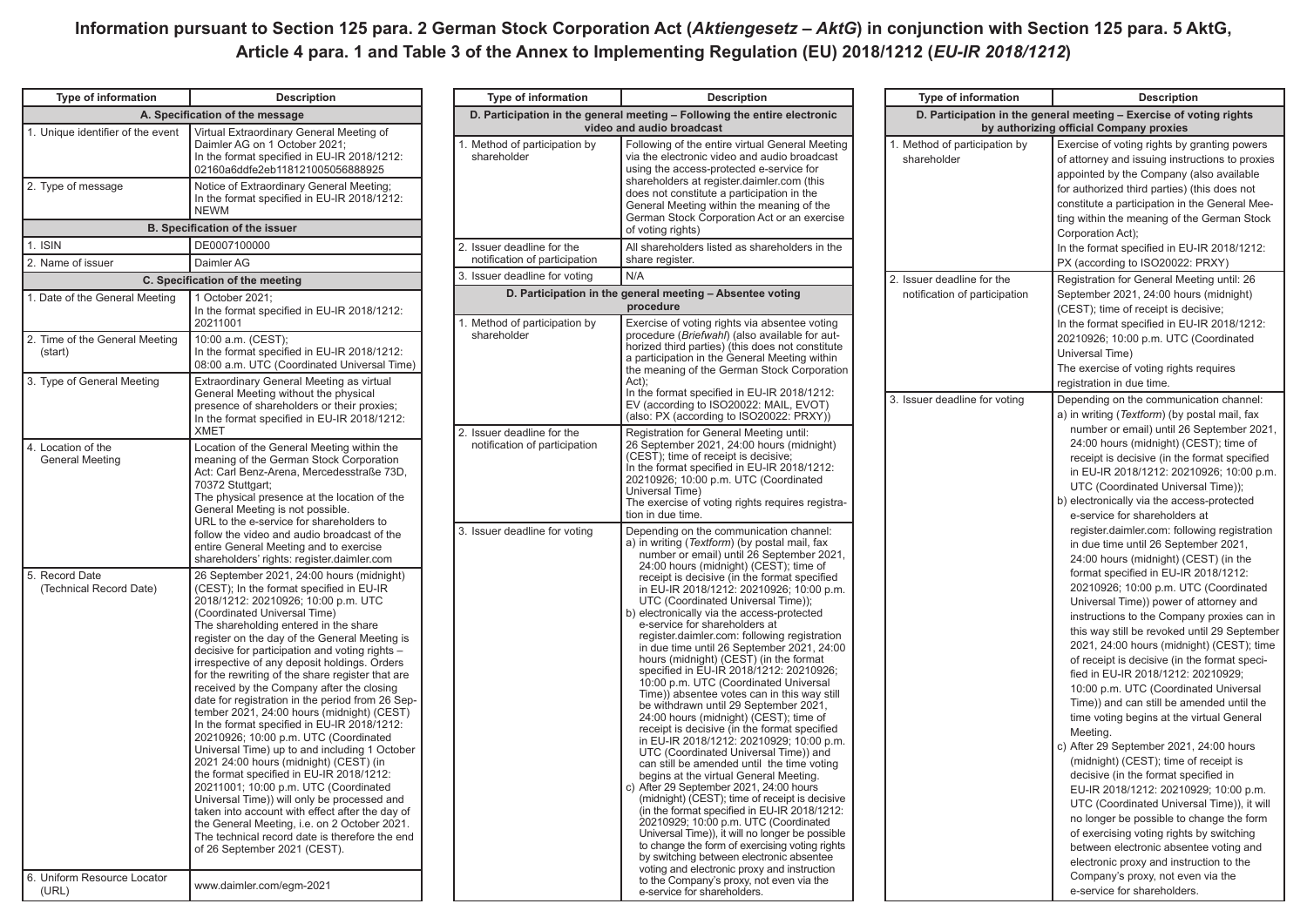# Information pursuant to Section 125 para. 2 German Stock Corporation Act (*Aktiengesetz – AktG*) in conjunction with Section 125 para. 5 AktG, Article 4 para. 1 and Table 3 of the Annex to Implementing Regulation (EU) 2018/1212 (*EU-IR 2018/1212*)

| Type of information | Description |
|---|---|
| **A. Specification of the message** | |
| 1. Unique identifier of the event | Virtual Extraordinary General Meeting of Daimler AG on 1 October 2021; In the format specified in EU-IR 2018/1212: 02160a6ddfe2eb118121005056888925 |
| 2. Type of message | Notice of Extraordinary General Meeting; In the format specified in EU-IR 2018/1212: NEWM |
| **B. Specification of the issuer** | |
| 1. ISIN | DE0007100000 |
| 2. Name of issuer | Daimler AG |
| **C. Specification of the meeting** | |
| 1. Date of the General Meeting | 1 October 2021; In the format specified in EU-IR 2018/1212: 20211001 |
| 2. Time of the General Meeting (start) | 10:00 a.m. (CEST); In the format specified in EU-IR 2018/1212: 08:00 a.m. UTC (Coordinated Universal Time) |
| 3. Type of General Meeting | Extraordinary General Meeting as virtual General Meeting without the physical presence of shareholders or their proxies; In the format specified in EU-IR 2018/1212: XMET |
| 4. Location of the General Meeting | Location of the General Meeting within the meaning of the German Stock Corporation Act: Carl Benz-Arena, Mercedesstraße 73D, 70372 Stuttgart; The physical presence at the location of the General Meeting is not possible. URL to the e-service for shareholders to follow the video and audio broadcast of the entire General Meeting and to exercise shareholders' rights: register.daimler.com |
| 5. Record Date (Technical Record Date) | 26 September 2021, 24:00 hours (midnight) (CEST); In the format specified in EU-IR 2018/1212: 20210926; 10:00 p.m. UTC (Coordinated Universal Time) The shareholding entered in the share register on the day of the General Meeting is decisive for participation and voting rights – irrespective of any deposit holdings. Orders for the rewriting of the share register that are received by the Company after the closing date for registration in the period from 26 September 2021, 24:00 hours (midnight) (CEST) In the format specified in EU-IR 2018/1212: 20210926; 10:00 p.m. UTC (Coordinated Universal Time) up to and including 1 October 2021 24:00 hours (midnight) (CEST) (in the format specified in EU-IR 2018/1212: 20211001; 10:00 p.m. UTC (Coordinated Universal Time)) will only be processed and taken into account with effect after the day of the General Meeting, i.e. on 2 October 2021. The technical record date is therefore the end of 26 September 2021 (CEST). |
| 6. Uniform Resource Locator (URL) | www.daimler.com/egm-2021 |

| Type of information | Description |
|---|---|
| **D. Participation in the general meeting – Following the entire electronic video and audio broadcast** | |
| 1. Method of participation by shareholder | Following of the entire virtual General Meeting via the electronic video and audio broadcast using the access-protected e-service for shareholders at register.daimler.com (this does not constitute a participation in the General Meeting within the meaning of the German Stock Corporation Act or an exercise of voting rights) |
| 2. Issuer deadline for the notification of participation | All shareholders listed as shareholders in the share register. |
| 3. Issuer deadline for voting | N/A |
| **D. Participation in the general meeting – Absentee voting procedure** | |
| 1. Method of participation by shareholder | Exercise of voting rights via absentee voting procedure (*Briefwahl*) (also available for authorized third parties) (this does not constitute a participation in the General Meeting within the meaning of the German Stock Corporation Act); In the format specified in EU-IR 2018/1212: EV (according to ISO20022: MAIL, EVOT) (also: PX (according to ISO20022: PRXY)) |
| 2. Issuer deadline for the notification of participation | Registration for General Meeting until: 26 September 2021, 24:00 hours (midnight) (CEST); time of receipt is decisive; In the format specified in EU-IR 2018/1212: 20210926; 10:00 p.m. UTC (Coordinated Universal Time) The exercise of voting rights requires registration in due time. |
| 3. Issuer deadline for voting | Depending on the communication channel: a) in writing (*Textform*) (by postal mail, fax number or email) until 26 September 2021, 24:00 hours (midnight) (CEST); time of receipt is decisive (in the format specified in EU-IR 2018/1212: 20210926; 10:00 p.m. UTC (Coordinated Universal Time)); b) electronically via the access-protected e-service for shareholders at register.daimler.com: following registration in due time until 26 September 2021, 24:00 hours (midnight) (CEST) (in the format specified in EU-IR 2018/1212: 20210926; 10:00 p.m. UTC (Coordinated Universal Time)) absentee votes can in this way still be withdrawn until 29 September 2021, 24:00 hours (midnight) (CEST); time of receipt is decisive (in the format specified in EU-IR 2018/1212: 20210929; 10:00 p.m. UTC (Coordinated Universal Time)) and can still be amended until the time voting begins at the virtual General Meeting. c) After 29 September 2021, 24:00 hours (midnight) (CEST); time of receipt is decisive (in the format specified in EU-IR 2018/1212: 20210929; 10:00 p.m. UTC (Coordinated Universal Time)), it will no longer be possible to change the form of exercising voting rights by switching between electronic absentee voting and electronic proxy and instruction to the Company's proxy, not even via the e-service for shareholders. |

| Type of information | Description |
|---|---|
| **D. Participation in the general meeting – Exercise of voting rights by authorizing official Company proxies** | |
| 1. Method of participation by shareholder | Exercise of voting rights by granting powers of attorney and issuing instructions to proxies appointed by the Company (also available for authorized third parties) (this does not constitute a participation in the General Meeting within the meaning of the German Stock Corporation Act); In the format specified in EU-IR 2018/1212: PX (according to ISO20022: PRXY) |
| 2. Issuer deadline for the notification of participation | Registration for General Meeting until: 26 September 2021, 24:00 hours (midnight) (CEST); time of receipt is decisive; In the format specified in EU-IR 2018/1212: 20210926; 10:00 p.m. UTC (Coordinated Universal Time) The exercise of voting rights requires registration in due time. |
| 3. Issuer deadline for voting | Depending on the communication channel: a) in writing (*Textform*) (by postal mail, fax number or email) until 26 September 2021, 24:00 hours (midnight) (CEST); time of receipt is decisive (in the format specified in EU-IR 2018/1212: 20210926; 10:00 p.m. UTC (Coordinated Universal Time)); b) electronically via the access-protected e-service for shareholders at register.daimler.com: following registration in due time until 26 September 2021, 24:00 hours (midnight) (CEST) (in the format specified in EU-IR 2018/1212: 20210926; 10:00 p.m. UTC (Coordinated Universal Time)) power of attorney and instructions to the Company proxies can in this way still be revoked until 29 September 2021, 24:00 hours (midnight) (CEST); time of receipt is decisive (in the format specified in EU-IR 2018/1212: 20210929; 10:00 p.m. UTC (Coordinated Universal Time)) and can still be amended until the time voting begins at the virtual General Meeting. c) After 29 September 2021, 24:00 hours (midnight) (CEST); time of receipt is decisive (in the format specified in EU-IR 2018/1212: 20210929; 10:00 p.m. UTC (Coordinated Universal Time)), it will no longer be possible to change the form of exercising voting rights by switching between electronic absentee voting and electronic proxy and instruction to the Company's proxy, not even via the e-service for shareholders. |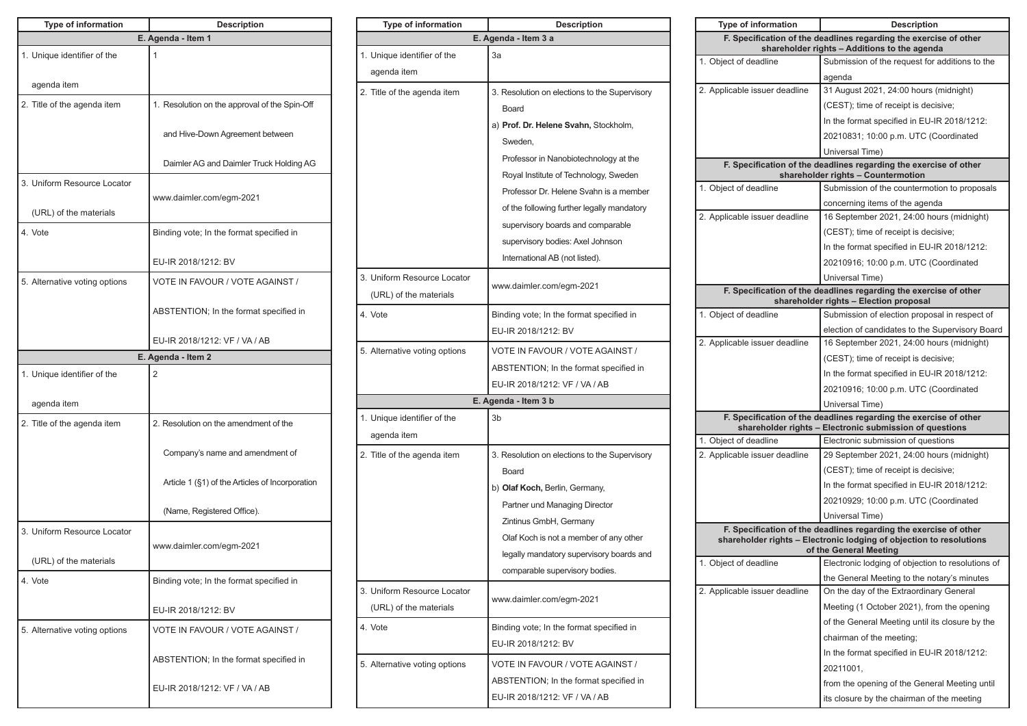| Type of information | Description |
|---|---|
| **E. Agenda - Item 1** | |
| 1. Unique identifier of the agenda item | 1 |
| 2. Title of the agenda item | 1. Resolution on the approval of the Spin-Off and Hive-Down Agreement between Daimler AG and Daimler Truck Holding AG |
| 3. Uniform Resource Locator (URL) of the materials | www.daimler.com/egm-2021 |
| 4. Vote | Binding vote; In the format specified in EU-IR 2018/1212: BV |
| 5. Alternative voting options | VOTE IN FAVOUR / VOTE AGAINST / ABSTENTION; In the format specified in EU-IR 2018/1212: VF / VA / AB |
| **E. Agenda - Item 2** | |
| 1. Unique identifier of the agenda item | 2 |
| 2. Title of the agenda item | 2. Resolution on the amendment of the Company's name and amendment of Article 1 (§1) of the Articles of Incorporation (Name, Registered Office). |
| 3. Uniform Resource Locator (URL) of the materials | www.daimler.com/egm-2021 |
| 4. Vote | Binding vote; In the format specified in EU-IR 2018/1212: BV |
| 5. Alternative voting options | VOTE IN FAVOUR / VOTE AGAINST / ABSTENTION; In the format specified in EU-IR 2018/1212: VF / VA / AB |

| Type of information | Description |
|---|---|
| **E. Agenda - Item 3 a** | |
| 1. Unique identifier of the agenda item | 3a |
| 2. Title of the agenda item | 3. Resolution on elections to the Supervisory Board<br>a) **Prof. Dr. Helene Svahn,** Stockholm, Sweden,<br>Professor in Nanobiotechnology at the Royal Institute of Technology, Sweden<br>Professor Dr. Helene Svahn is a member of the following further legally mandatory supervisory boards and comparable supervisory bodies: Axel Johnson International AB (not listed). |
| 3. Uniform Resource Locator (URL) of the materials | www.daimler.com/egm-2021 |
| 4. Vote | Binding vote; In the format specified in EU-IR 2018/1212: BV |
| 5. Alternative voting options | VOTE IN FAVOUR / VOTE AGAINST / ABSTENTION; In the format specified in EU-IR 2018/1212: VF / VA / AB |
| **E. Agenda - Item 3 b** | |
| 1. Unique identifier of the agenda item | 3b |
| 2. Title of the agenda item | 3. Resolution on elections to the Supervisory Board<br>b) **Olaf Koch,** Berlin, Germany,<br>Partner und Managing Director Zintinus GmbH, Germany<br>Olaf Koch is not a member of any other legally mandatory supervisory boards and comparable supervisory bodies. |
| 3. Uniform Resource Locator (URL) of the materials | www.daimler.com/egm-2021 |
| 4. Vote | Binding vote; In the format specified in EU-IR 2018/1212: BV |
| 5. Alternative voting options | VOTE IN FAVOUR / VOTE AGAINST / ABSTENTION; In the format specified in EU-IR 2018/1212: VF / VA / AB |

| Type of information | Description |
|---|---|
| **F. Specification of the deadlines regarding the exercise of other shareholder rights – Additions to the agenda** | |
| 1. Object of deadline | Submission of the request for additions to the agenda |
| 2. Applicable issuer deadline | 31 August 2021, 24:00 hours (midnight) (CEST); time of receipt is decisive;<br>In the format specified in EU-IR 2018/1212: 20210831; 10:00 p.m. UTC (Coordinated Universal Time) |
| **F. Specification of the deadlines regarding the exercise of other shareholder rights – Countermotion** | |
| 1. Object of deadline | Submission of the countermotion to proposals concerning items of the agenda |
| 2. Applicable issuer deadline | 16 September 2021, 24:00 hours (midnight) (CEST); time of receipt is decisive;<br>In the format specified in EU-IR 2018/1212: 20210916; 10:00 p.m. UTC (Coordinated Universal Time) |
| **F. Specification of the deadlines regarding the exercise of other shareholder rights – Election proposal** | |
| 1. Object of deadline | Submission of election proposal in respect of election of candidates to the Supervisory Board |
| 2. Applicable issuer deadline | 16 September 2021, 24:00 hours (midnight) (CEST); time of receipt is decisive;<br>In the format specified in EU-IR 2018/1212: 20210916; 10:00 p.m. UTC (Coordinated Universal Time) |
| **F. Specification of the deadlines regarding the exercise of other shareholder rights – Electronic submission of questions** | |
| 1. Object of deadline | Electronic submission of questions |
| 2. Applicable issuer deadline | 29 September 2021, 24:00 hours (midnight) (CEST); time of receipt is decisive;<br>In the format specified in EU-IR 2018/1212: 20210929; 10:00 p.m. UTC (Coordinated Universal Time) |
| **F. Specification of the deadlines regarding the exercise of other shareholder rights – Electronic lodging of objection to resolutions of the General Meeting** | |
| 1. Object of deadline | Electronic lodging of objection to resolutions of the General Meeting to the notary's minutes |
| 2. Applicable issuer deadline | On the day of the Extraordinary General Meeting (1 October 2021), from the opening of the General Meeting until its closure by the chairman of the meeting;<br>In the format specified in EU-IR 2018/1212: 20211001,<br>from the opening of the General Meeting until its closure by the chairman of the meeting |